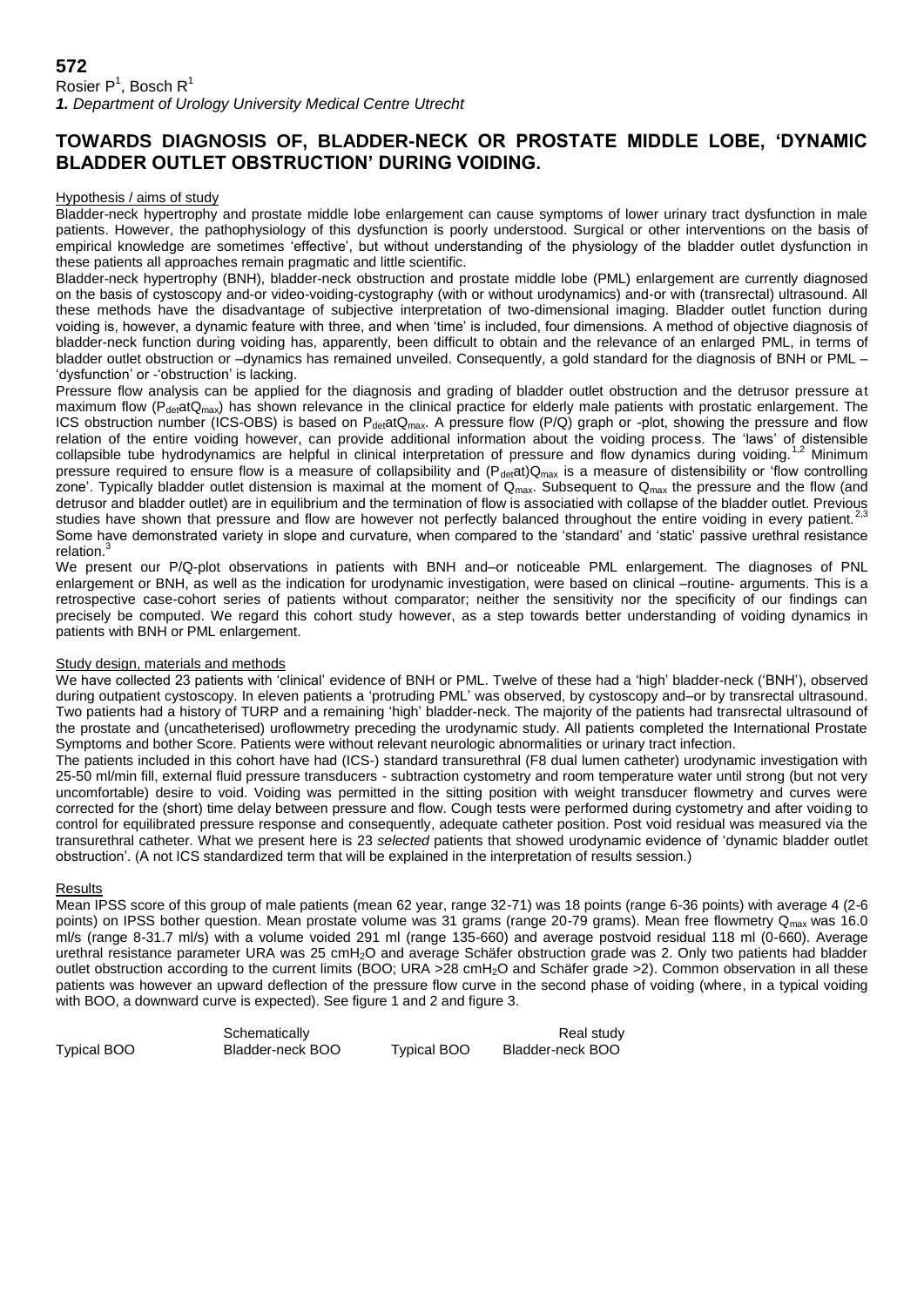**572**

Rosier P[1], Bosch R[1]

***1.** Department of Urology University Medical Centre Utrecht*

# TOWARDS DIAGNOSIS OF, BLADDER-NECK OR PROSTATE MIDDLE LOBE, 'DYNAMIC BLADDER OUTLET OBSTRUCTION' DURING VOIDING.

## Hypothesis / aims of study

Bladder-neck hypertrophy and prostate middle lobe enlargement can cause symptoms of lower urinary tract dysfunction in male patients. However, the pathophysiology of this dysfunction is poorly understood. Surgical or other interventions on the basis of empirical knowledge are sometimes 'effective', but without understanding of the physiology of the bladder outlet dysfunction in these patients all approaches remain pragmatic and little scientific.

Bladder-neck hypertrophy (BNH), bladder-neck obstruction and prostate middle lobe (PML) enlargement are currently diagnosed on the basis of cystoscopy and-or video-voiding-cystography (with or without urodynamics) and-or with (transrectal) ultrasound. All these methods have the disadvantage of subjective interpretation of two-dimensional imaging. Bladder outlet function during voiding is, however, a dynamic feature with three, and when 'time' is included, four dimensions. A method of objective diagnosis of bladder-neck function during voiding has, apparently, been difficult to obtain and the relevance of an enlarged PML, in terms of bladder outlet obstruction or –dynamics has remained unveiled. Consequently, a gold standard for the diagnosis of BNH or PML –'dysfunction' or -'obstruction' is lacking.

Pressure flow analysis can be applied for the diagnosis and grading of bladder outlet obstruction and the detrusor pressure at maximum flow ($P_{det}atQ_{max}$) has shown relevance in the clinical practice for elderly male patients with prostatic enlargement. The ICS obstruction number (ICS-OBS) is based on $P_{det}atQ_{max}$. A pressure flow (P/Q) graph or -plot, showing the pressure and flow relation of the entire voiding however, can provide additional information about the voiding process. The 'laws' of distensible collapsible tube hydrodynamics are helpful in clinical interpretation of pressure and flow dynamics during voiding.[1,2] Minimum pressure required to ensure flow is a measure of collapsibility and ($P_{det}at$)$Q_{max}$ is a measure of distensibility or 'flow controlling zone'. Typically bladder outlet distension is maximal at the moment of $Q_{max}$. Subsequent to $Q_{max}$ the pressure and the flow (and detrusor and bladder outlet) are in equilibrium and the termination of flow is associatied with collapse of the bladder outlet. Previous studies have shown that pressure and flow are however not perfectly balanced throughout the entire voiding in every patient.[2,3] Some have demonstrated variety in slope and curvature, when compared to the 'standard' and 'static' passive urethral resistance relation.[3]

We present our P/Q-plot observations in patients with BNH and–or noticeable PML enlargement. The diagnoses of PNL enlargement or BNH, as well as the indication for urodynamic investigation, were based on clinical –routine- arguments. This is a retrospective case-cohort series of patients without comparator; neither the sensitivity nor the specificity of our findings can precisely be computed. We regard this cohort study however, as a step towards better understanding of voiding dynamics in patients with BNH or PML enlargement.

## Study design, materials and methods

We have collected 23 patients with 'clinical' evidence of BNH or PML. Twelve of these had a 'high' bladder-neck ('BNH'), observed during outpatient cystoscopy. In eleven patients a 'protruding PML' was observed, by cystoscopy and–or by transrectal ultrasound. Two patients had a history of TURP and a remaining 'high' bladder-neck. The majority of the patients had transrectal ultrasound of the prostate and (uncatheterised) uroflowmetry preceding the urodynamic study. All patients completed the International Prostate Symptoms and bother Score. Patients were without relevant neurologic abnormalities or urinary tract infection.

The patients included in this cohort have had (ICS-) standard transurethral (F8 dual lumen catheter) urodynamic investigation with 25-50 ml/min fill, external fluid pressure transducers - subtraction cystometry and room temperature water until strong (but not very uncomfortable) desire to void. Voiding was permitted in the sitting position with weight transducer flowmetry and curves were corrected for the (short) time delay between pressure and flow. Cough tests were performed during cystometry and after voiding to control for equilibrated pressure response and consequently, adequate catheter position. Post void residual was measured via the transurethral catheter. What we present here is 23 *selected* patients that showed urodynamic evidence of 'dynamic bladder outlet obstruction'. (A not ICS standardized term that will be explained in the interpretation of results session.)

## Results

Mean IPSS score of this group of male patients (mean 62 year, range 32-71) was 18 points (range 6-36 points) with average 4 (2-6 points) on IPSS bother question. Mean prostate volume was 31 grams (range 20-79 grams). Mean free flowmetry $Q_{max}$ was 16.0 ml/s (range 8-31.7 ml/s) with a volume voided 291 ml (range 135-660) and average postvoid residual 118 ml (0-660). Average urethral resistance parameter URA was 25 $cmH_2O$ and average Schäfer obstruction grade was 2. Only two patients had bladder outlet obstruction according to the current limits (BOO; URA >28 $cmH_2O$ and Schäfer grade >2). Common observation in all these patients was however an upward deflection of the pressure flow curve in the second phase of voiding (where, in a typical voiding with BOO, a downward curve is expected). See figure 1 and 2 and figure 3.

| Schematically | | Real study | |
|---|---|---|---|
| Typical BOO | Bladder-neck BOO | Typical BOO | Bladder-neck BOO |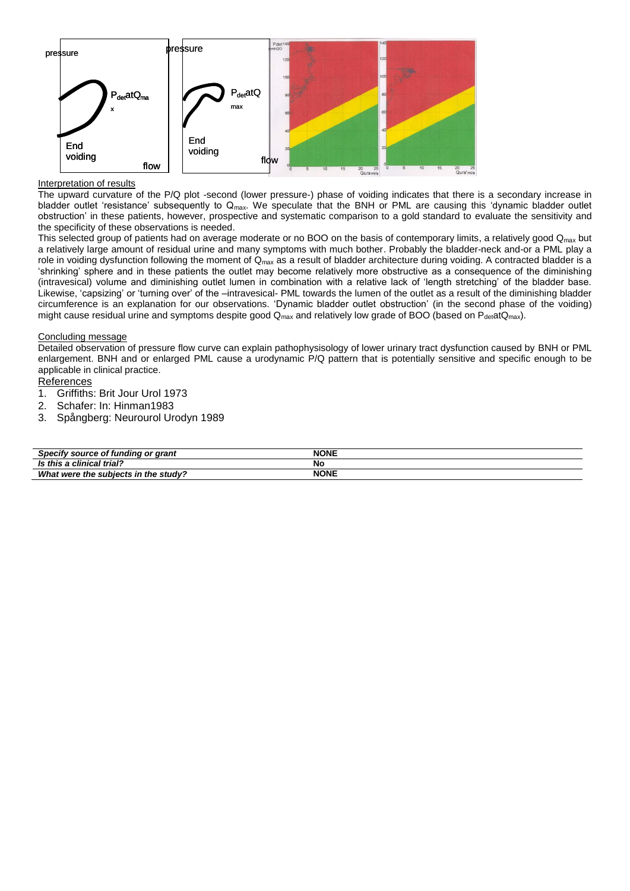pressure

$P_{det}atQ_{max}$

End voiding

flow

pressure

$P_{det}atQ_{max}$

End voiding

flow

Pdet 140 cmH2O

120

100

80

60

40

20

0

0 5 10 15 20 25 Qura ml/s

140

120

100

80

60

40

20

0

0 5 10 15 20 25 Qura ml/s

Interpretation of results

The upward curvature of the P/Q plot -second (lower pressure-) phase of voiding indicates that there is a secondary increase in bladder outlet 'resistance' subsequently to $Q_{max}$. We speculate that the BNH or PML are causing this 'dynamic bladder outlet obstruction' in these patients, however, prospective and systematic comparison to a gold standard to evaluate the sensitivity and the specificity of these observations is needed.

This selected group of patients had on average moderate or no BOO on the basis of contemporary limits, a relatively good $Q_{max}$ but a relatively large amount of residual urine and many symptoms with much bother. Probably the bladder-neck and-or a PML play a role in voiding dysfunction following the moment of $Q_{max}$ as a result of bladder architecture during voiding. A contracted bladder is a 'shrinking' sphere and in these patients the outlet may become relatively more obstructive as a consequence of the diminishing (intravesical) volume and diminishing outlet lumen in combination with a relative lack of 'length stretching' of the bladder base. Likewise, 'capsizing' or 'turning over' of the –intravesical- PML towards the lumen of the outlet as a result of the diminishing bladder circumference is an explanation for our observations. 'Dynamic bladder outlet obstruction' (in the second phase of the voiding) might cause residual urine and symptoms despite good $Q_{max}$ and relatively low grade of BOO (based on $P_{det}atQ_{max}$).

Concluding message

Detailed observation of pressure flow curve can explain pathophysisology of lower urinary tract dysfunction caused by BNH or PML enlargement. BNH and or enlarged PML cause a urodynamic P/Q pattern that is potentially sensitive and specific enough to be applicable in clinical practice.

References

1. Griffiths: Brit Jour Urol 1973
2. Schafer: In: Hinman1983
3. Spångberg: Neurourol Urodyn 1989

| | |
|---|---|
| ***Specify source of funding or grant*** | **NONE** |
| ***Is this a clinical trial?*** | **No** |
| ***What were the subjects in the study?*** | **NONE** |